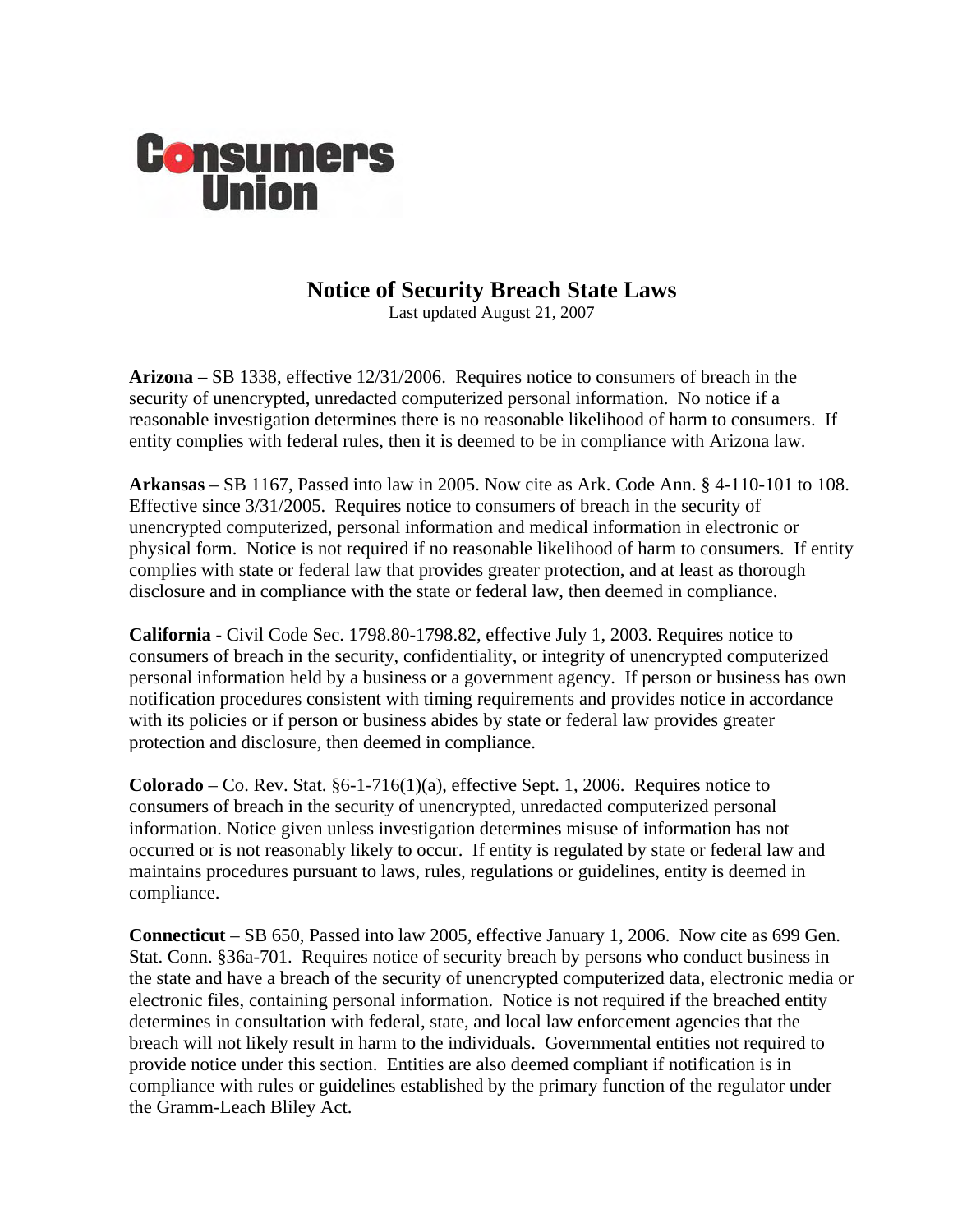Consumers Union

# Notice of Security Breach State Laws

Last updated August 21, 2007

**Arizona –** SB 1338, effective 12/31/2006. Requires notice to consumers of breach in the security of unencrypted, unredacted computerized personal information. No notice if a reasonable investigation determines there is no reasonable likelihood of harm to consumers. If entity complies with federal rules, then it is deemed to be in compliance with Arizona law.

**Arkansas** – SB 1167, Passed into law in 2005. Now cite as Ark. Code Ann. § 4-110-101 to 108. Effective since 3/31/2005. Requires notice to consumers of breach in the security of unencrypted computerized, personal information and medical information in electronic or physical form. Notice is not required if no reasonable likelihood of harm to consumers. If entity complies with state or federal law that provides greater protection, and at least as thorough disclosure and in compliance with the state or federal law, then deemed in compliance.

**California** - Civil Code Sec. 1798.80-1798.82, effective July 1, 2003. Requires notice to consumers of breach in the security, confidentiality, or integrity of unencrypted computerized personal information held by a business or a government agency. If person or business has own notification procedures consistent with timing requirements and provides notice in accordance with its policies or if person or business abides by state or federal law provides greater protection and disclosure, then deemed in compliance.

**Colorado** – Co. Rev. Stat. §6-1-716(1)(a), effective Sept. 1, 2006. Requires notice to consumers of breach in the security of unencrypted, unredacted computerized personal information. Notice given unless investigation determines misuse of information has not occurred or is not reasonably likely to occur. If entity is regulated by state or federal law and maintains procedures pursuant to laws, rules, regulations or guidelines, entity is deemed in compliance.

**Connecticut** – SB 650, Passed into law 2005, effective January 1, 2006. Now cite as 699 Gen. Stat. Conn. §36a-701. Requires notice of security breach by persons who conduct business in the state and have a breach of the security of unencrypted computerized data, electronic media or electronic files, containing personal information. Notice is not required if the breached entity determines in consultation with federal, state, and local law enforcement agencies that the breach will not likely result in harm to the individuals. Governmental entities not required to provide notice under this section. Entities are also deemed compliant if notification is in compliance with rules or guidelines established by the primary function of the regulator under the Gramm-Leach Bliley Act.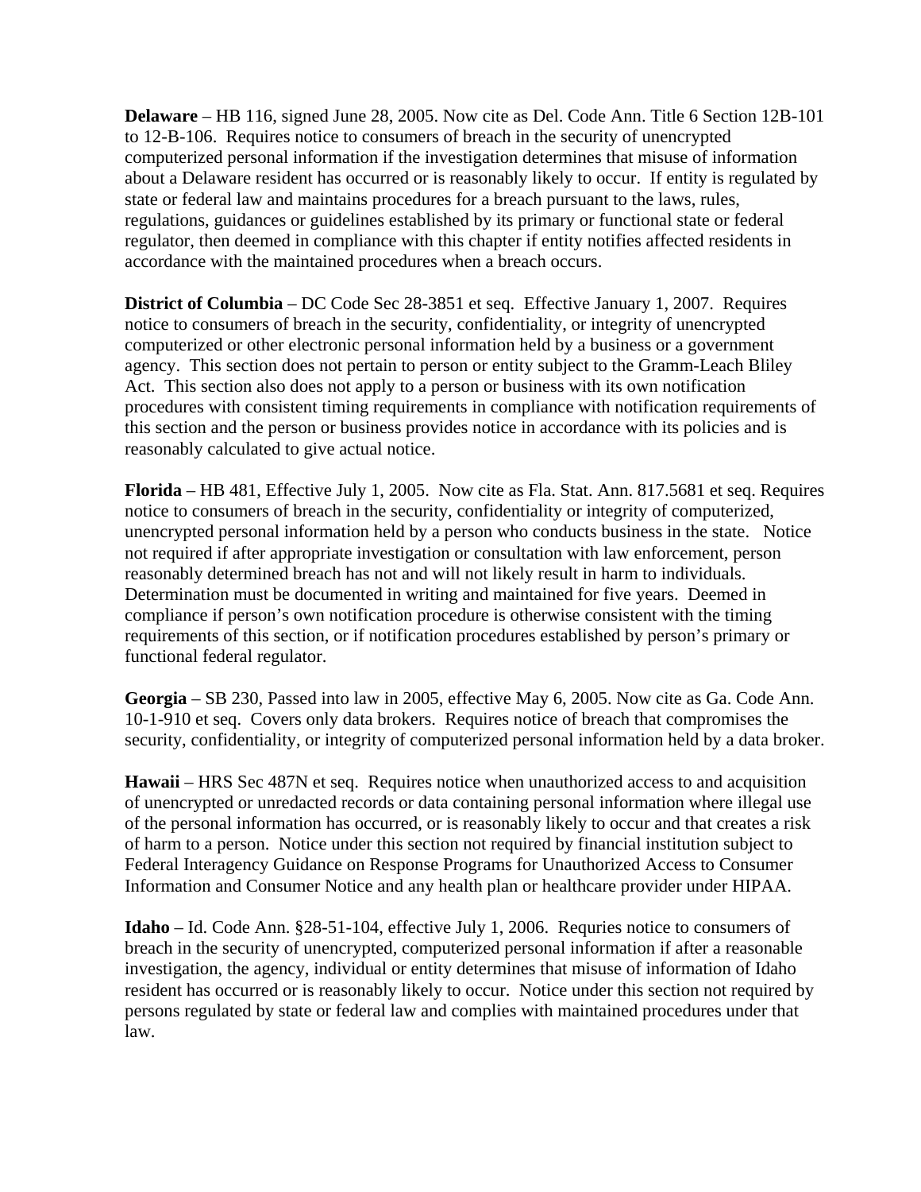**Delaware** – HB 116, signed June 28, 2005. Now cite as Del. Code Ann. Title 6 Section 12B-101 to 12-B-106. Requires notice to consumers of breach in the security of unencrypted computerized personal information if the investigation determines that misuse of information about a Delaware resident has occurred or is reasonably likely to occur. If entity is regulated by state or federal law and maintains procedures for a breach pursuant to the laws, rules, regulations, guidances or guidelines established by its primary or functional state or federal regulator, then deemed in compliance with this chapter if entity notifies affected residents in accordance with the maintained procedures when a breach occurs.

**District of Columbia** – DC Code Sec 28-3851 et seq. Effective January 1, 2007. Requires notice to consumers of breach in the security, confidentiality, or integrity of unencrypted computerized or other electronic personal information held by a business or a government agency. This section does not pertain to person or entity subject to the Gramm-Leach Bliley Act. This section also does not apply to a person or business with its own notification procedures with consistent timing requirements in compliance with notification requirements of this section and the person or business provides notice in accordance with its policies and is reasonably calculated to give actual notice.

**Florida** – HB 481, Effective July 1, 2005. Now cite as Fla. Stat. Ann. 817.5681 et seq. Requires notice to consumers of breach in the security, confidentiality or integrity of computerized, unencrypted personal information held by a person who conducts business in the state. Notice not required if after appropriate investigation or consultation with law enforcement, person reasonably determined breach has not and will not likely result in harm to individuals. Determination must be documented in writing and maintained for five years. Deemed in compliance if person's own notification procedure is otherwise consistent with the timing requirements of this section, or if notification procedures established by person's primary or functional federal regulator.

**Georgia** – SB 230, Passed into law in 2005, effective May 6, 2005. Now cite as Ga. Code Ann. 10-1-910 et seq. Covers only data brokers. Requires notice of breach that compromises the security, confidentiality, or integrity of computerized personal information held by a data broker.

**Hawaii** – HRS Sec 487N et seq. Requires notice when unauthorized access to and acquisition of unencrypted or unredacted records or data containing personal information where illegal use of the personal information has occurred, or is reasonably likely to occur and that creates a risk of harm to a person. Notice under this section not required by financial institution subject to Federal Interagency Guidance on Response Programs for Unauthorized Access to Consumer Information and Consumer Notice and any health plan or healthcare provider under HIPAA.

**Idaho** – Id. Code Ann. §28-51-104, effective July 1, 2006. Requries notice to consumers of breach in the security of unencrypted, computerized personal information if after a reasonable investigation, the agency, individual or entity determines that misuse of information of Idaho resident has occurred or is reasonably likely to occur. Notice under this section not required by persons regulated by state or federal law and complies with maintained procedures under that law.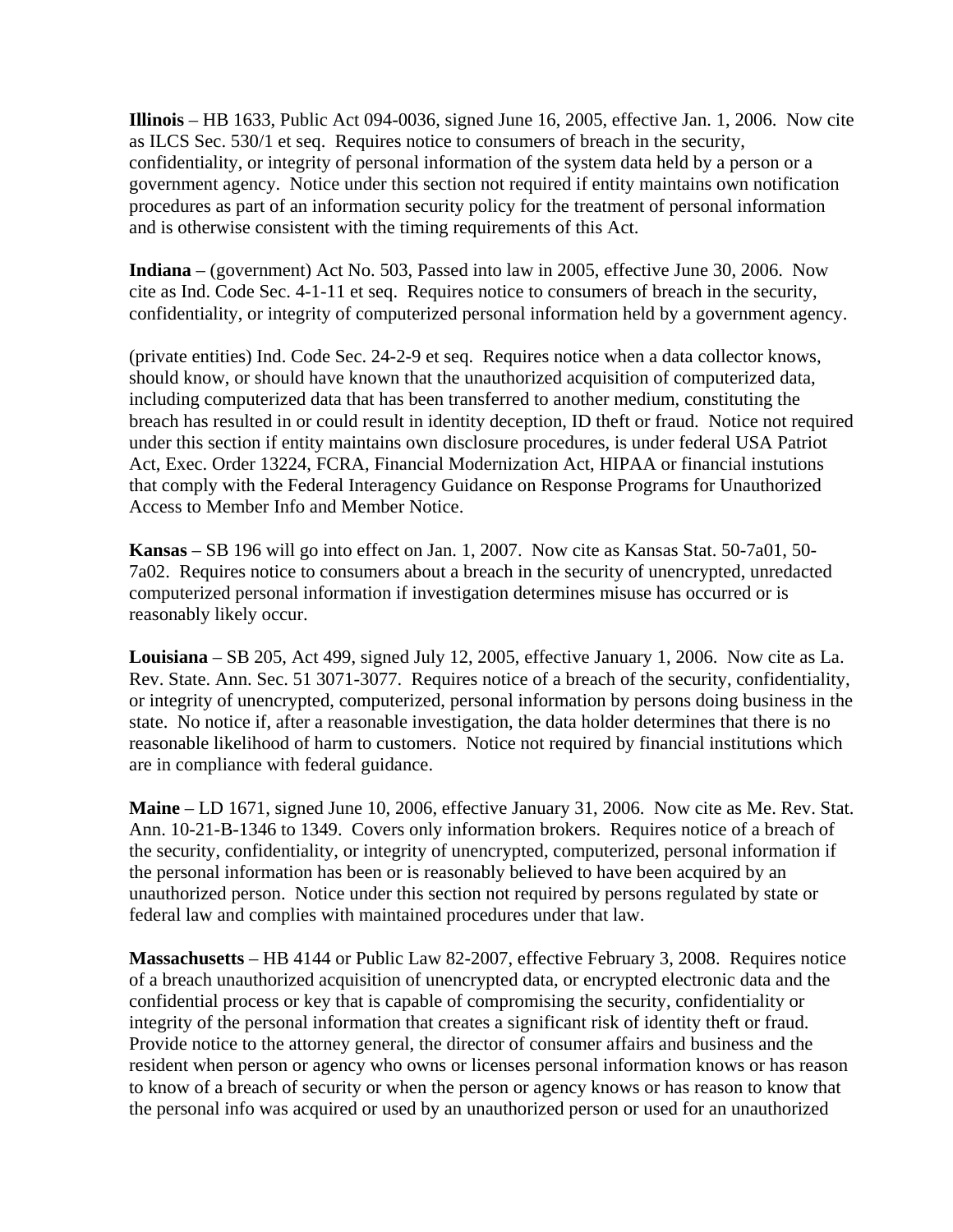**Illinois** – HB 1633, Public Act 094-0036, signed June 16, 2005, effective Jan. 1, 2006. Now cite as ILCS Sec. 530/1 et seq. Requires notice to consumers of breach in the security, confidentiality, or integrity of personal information of the system data held by a person or a government agency. Notice under this section not required if entity maintains own notification procedures as part of an information security policy for the treatment of personal information and is otherwise consistent with the timing requirements of this Act.

**Indiana** – (government) Act No. 503, Passed into law in 2005, effective June 30, 2006. Now cite as Ind. Code Sec. 4-1-11 et seq. Requires notice to consumers of breach in the security, confidentiality, or integrity of computerized personal information held by a government agency.

(private entities) Ind. Code Sec. 24-2-9 et seq. Requires notice when a data collector knows, should know, or should have known that the unauthorized acquisition of computerized data, including computerized data that has been transferred to another medium, constituting the breach has resulted in or could result in identity deception, ID theft or fraud. Notice not required under this section if entity maintains own disclosure procedures, is under federal USA Patriot Act, Exec. Order 13224, FCRA, Financial Modernization Act, HIPAA or financial instutions that comply with the Federal Interagency Guidance on Response Programs for Unauthorized Access to Member Info and Member Notice.

**Kansas** – SB 196 will go into effect on Jan. 1, 2007. Now cite as Kansas Stat. 50-7a01, 50-7a02. Requires notice to consumers about a breach in the security of unencrypted, unredacted computerized personal information if investigation determines misuse has occurred or is reasonably likely occur.

**Louisiana** – SB 205, Act 499, signed July 12, 2005, effective January 1, 2006. Now cite as La. Rev. State. Ann. Sec. 51 3071-3077. Requires notice of a breach of the security, confidentiality, or integrity of unencrypted, computerized, personal information by persons doing business in the state. No notice if, after a reasonable investigation, the data holder determines that there is no reasonable likelihood of harm to customers. Notice not required by financial institutions which are in compliance with federal guidance.

**Maine** – LD 1671, signed June 10, 2006, effective January 31, 2006. Now cite as Me. Rev. Stat. Ann. 10-21-B-1346 to 1349. Covers only information brokers. Requires notice of a breach of the security, confidentiality, or integrity of unencrypted, computerized, personal information if the personal information has been or is reasonably believed to have been acquired by an unauthorized person. Notice under this section not required by persons regulated by state or federal law and complies with maintained procedures under that law.

**Massachusetts** – HB 4144 or Public Law 82-2007, effective February 3, 2008. Requires notice of a breach unauthorized acquisition of unencrypted data, or encrypted electronic data and the confidential process or key that is capable of compromising the security, confidentiality or integrity of the personal information that creates a significant risk of identity theft or fraud. Provide notice to the attorney general, the director of consumer affairs and business and the resident when person or agency who owns or licenses personal information knows or has reason to know of a breach of security or when the person or agency knows or has reason to know that the personal info was acquired or used by an unauthorized person or used for an unauthorized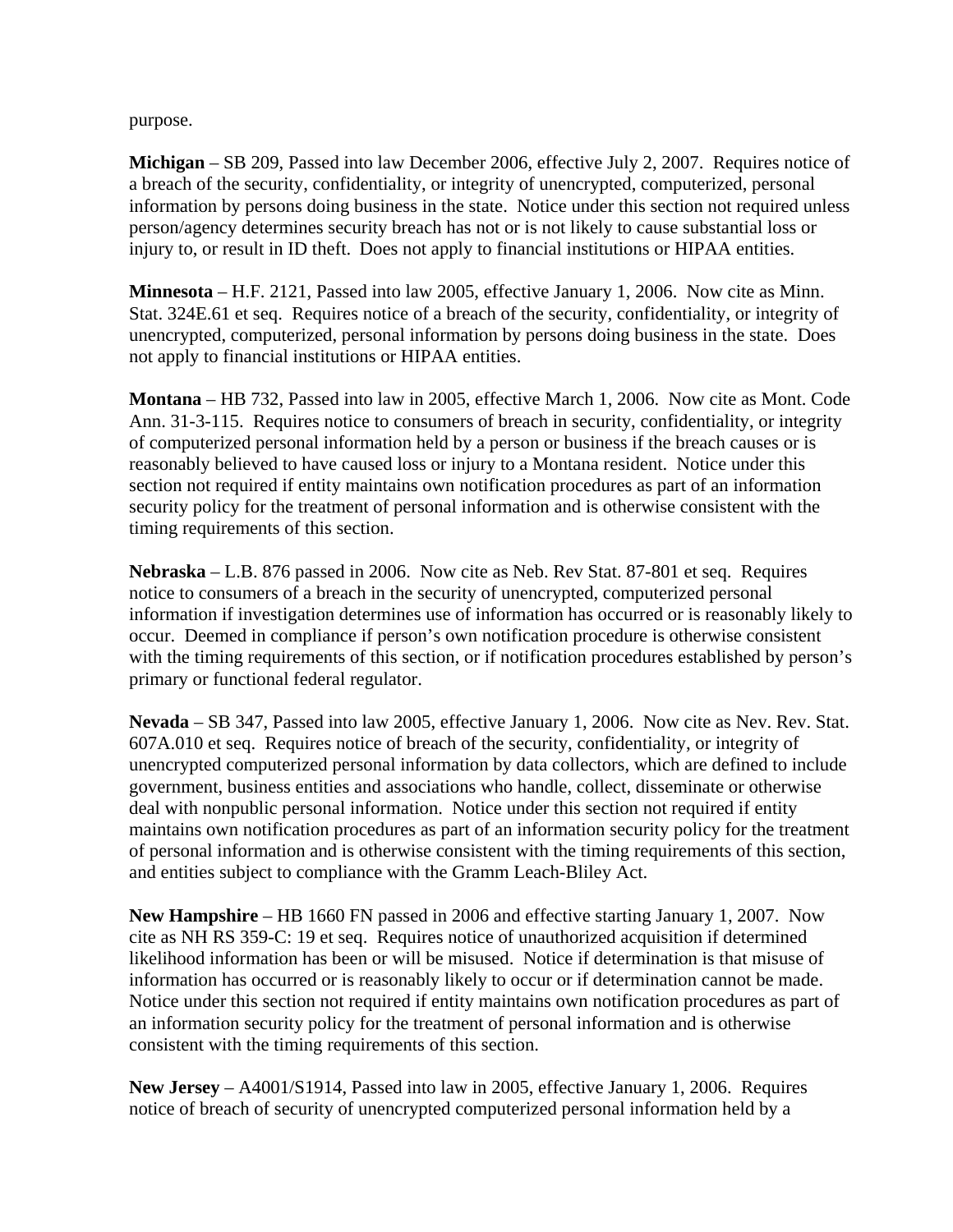purpose.

**Michigan** – SB 209, Passed into law December 2006, effective July 2, 2007. Requires notice of a breach of the security, confidentiality, or integrity of unencrypted, computerized, personal information by persons doing business in the state. Notice under this section not required unless person/agency determines security breach has not or is not likely to cause substantial loss or injury to, or result in ID theft. Does not apply to financial institutions or HIPAA entities.

**Minnesota** – H.F. 2121, Passed into law 2005, effective January 1, 2006. Now cite as Minn. Stat. 324E.61 et seq. Requires notice of a breach of the security, confidentiality, or integrity of unencrypted, computerized, personal information by persons doing business in the state. Does not apply to financial institutions or HIPAA entities.

**Montana** – HB 732, Passed into law in 2005, effective March 1, 2006. Now cite as Mont. Code Ann. 31-3-115. Requires notice to consumers of breach in security, confidentiality, or integrity of computerized personal information held by a person or business if the breach causes or is reasonably believed to have caused loss or injury to a Montana resident. Notice under this section not required if entity maintains own notification procedures as part of an information security policy for the treatment of personal information and is otherwise consistent with the timing requirements of this section.

**Nebraska** – L.B. 876 passed in 2006. Now cite as Neb. Rev Stat. 87-801 et seq. Requires notice to consumers of a breach in the security of unencrypted, computerized personal information if investigation determines use of information has occurred or is reasonably likely to occur. Deemed in compliance if person's own notification procedure is otherwise consistent with the timing requirements of this section, or if notification procedures established by person's primary or functional federal regulator.

**Nevada** – SB 347, Passed into law 2005, effective January 1, 2006. Now cite as Nev. Rev. Stat. 607A.010 et seq. Requires notice of breach of the security, confidentiality, or integrity of unencrypted computerized personal information by data collectors, which are defined to include government, business entities and associations who handle, collect, disseminate or otherwise deal with nonpublic personal information. Notice under this section not required if entity maintains own notification procedures as part of an information security policy for the treatment of personal information and is otherwise consistent with the timing requirements of this section, and entities subject to compliance with the Gramm Leach-Bliley Act.

**New Hampshire** – HB 1660 FN passed in 2006 and effective starting January 1, 2007. Now cite as NH RS 359-C: 19 et seq. Requires notice of unauthorized acquisition if determined likelihood information has been or will be misused. Notice if determination is that misuse of information has occurred or is reasonably likely to occur or if determination cannot be made. Notice under this section not required if entity maintains own notification procedures as part of an information security policy for the treatment of personal information and is otherwise consistent with the timing requirements of this section.

**New Jersey** – A4001/S1914, Passed into law in 2005, effective January 1, 2006. Requires notice of breach of security of unencrypted computerized personal information held by a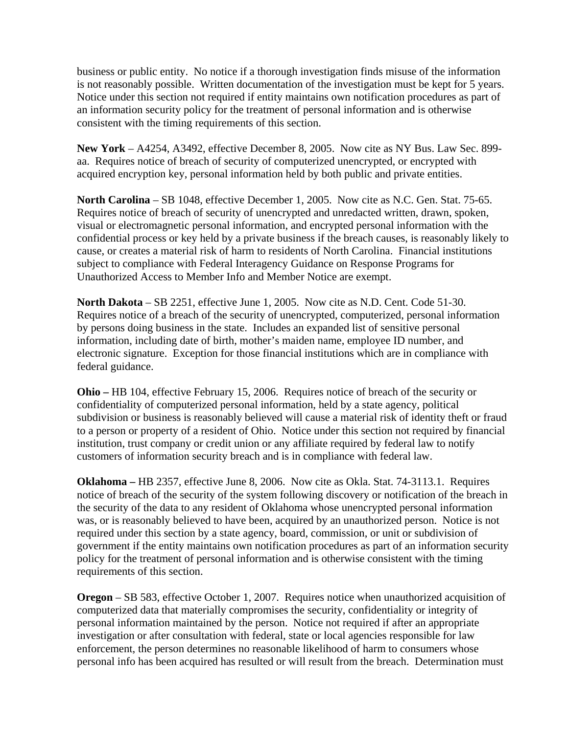business or public entity. No notice if a thorough investigation finds misuse of the information is not reasonably possible. Written documentation of the investigation must be kept for 5 years. Notice under this section not required if entity maintains own notification procedures as part of an information security policy for the treatment of personal information and is otherwise consistent with the timing requirements of this section.

**New York** – A4254, A3492, effective December 8, 2005. Now cite as NY Bus. Law Sec. 899-aa. Requires notice of breach of security of computerized unencrypted, or encrypted with acquired encryption key, personal information held by both public and private entities.

**North Carolina** – SB 1048, effective December 1, 2005. Now cite as N.C. Gen. Stat. 75-65. Requires notice of breach of security of unencrypted and unredacted written, drawn, spoken, visual or electromagnetic personal information, and encrypted personal information with the confidential process or key held by a private business if the breach causes, is reasonably likely to cause, or creates a material risk of harm to residents of North Carolina. Financial institutions subject to compliance with Federal Interagency Guidance on Response Programs for Unauthorized Access to Member Info and Member Notice are exempt.

**North Dakota** – SB 2251, effective June 1, 2005. Now cite as N.D. Cent. Code 51-30. Requires notice of a breach of the security of unencrypted, computerized, personal information by persons doing business in the state. Includes an expanded list of sensitive personal information, including date of birth, mother's maiden name, employee ID number, and electronic signature. Exception for those financial institutions which are in compliance with federal guidance.

**Ohio –** HB 104, effective February 15, 2006. Requires notice of breach of the security or confidentiality of computerized personal information, held by a state agency, political subdivision or business is reasonably believed will cause a material risk of identity theft or fraud to a person or property of a resident of Ohio. Notice under this section not required by financial institution, trust company or credit union or any affiliate required by federal law to notify customers of information security breach and is in compliance with federal law.

**Oklahoma –** HB 2357, effective June 8, 2006. Now cite as Okla. Stat. 74-3113.1. Requires notice of breach of the security of the system following discovery or notification of the breach in the security of the data to any resident of Oklahoma whose unencrypted personal information was, or is reasonably believed to have been, acquired by an unauthorized person. Notice is not required under this section by a state agency, board, commission, or unit or subdivision of government if the entity maintains own notification procedures as part of an information security policy for the treatment of personal information and is otherwise consistent with the timing requirements of this section.

**Oregon** – SB 583, effective October 1, 2007. Requires notice when unauthorized acquisition of computerized data that materially compromises the security, confidentiality or integrity of personal information maintained by the person. Notice not required if after an appropriate investigation or after consultation with federal, state or local agencies responsible for law enforcement, the person determines no reasonable likelihood of harm to consumers whose personal info has been acquired has resulted or will result from the breach. Determination must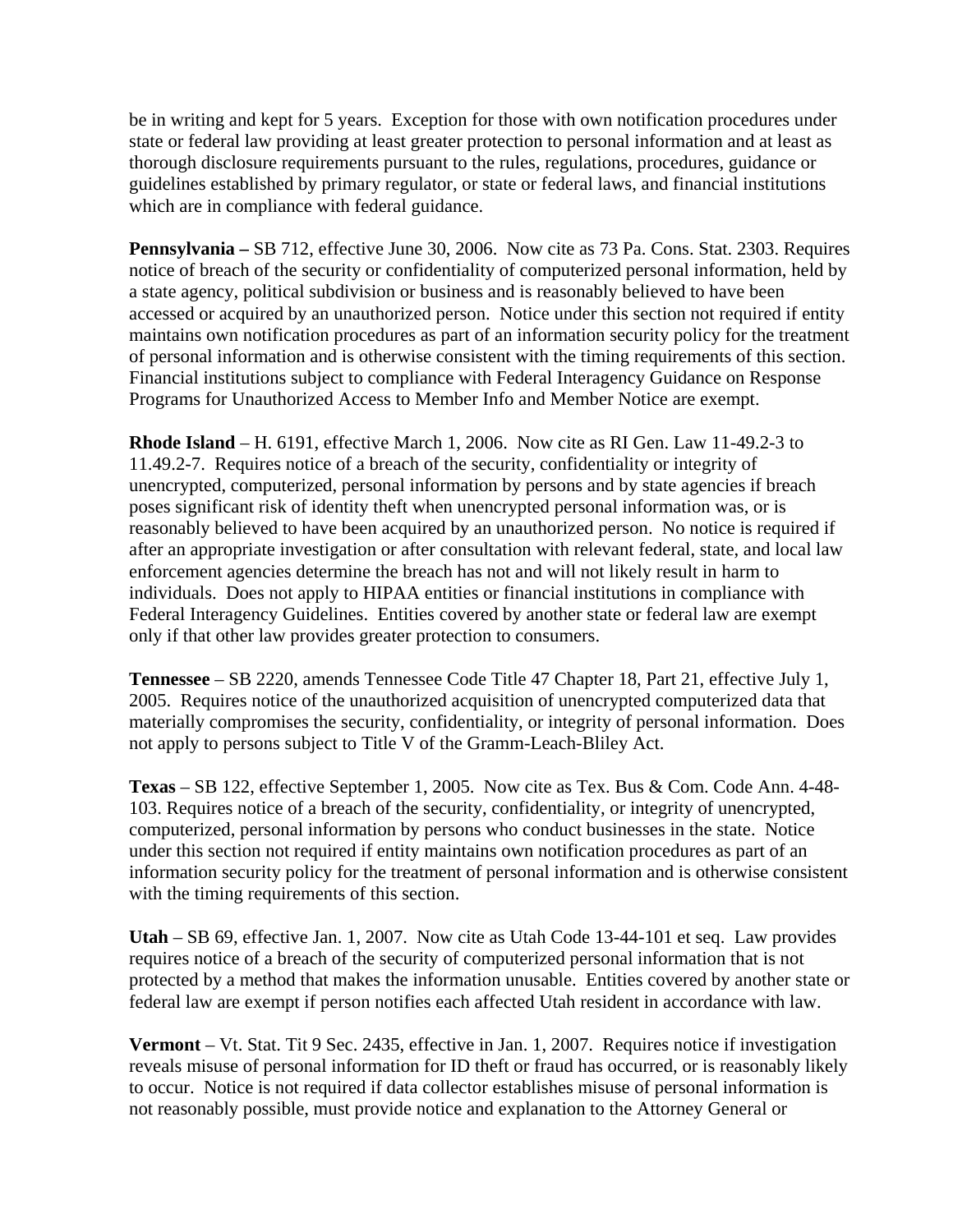be in writing and kept for 5 years. Exception for those with own notification procedures under state or federal law providing at least greater protection to personal information and at least as thorough disclosure requirements pursuant to the rules, regulations, procedures, guidance or guidelines established by primary regulator, or state or federal laws, and financial institutions which are in compliance with federal guidance.

**Pennsylvania –** SB 712, effective June 30, 2006. Now cite as 73 Pa. Cons. Stat. 2303. Requires notice of breach of the security or confidentiality of computerized personal information, held by a state agency, political subdivision or business and is reasonably believed to have been accessed or acquired by an unauthorized person. Notice under this section not required if entity maintains own notification procedures as part of an information security policy for the treatment of personal information and is otherwise consistent with the timing requirements of this section. Financial institutions subject to compliance with Federal Interagency Guidance on Response Programs for Unauthorized Access to Member Info and Member Notice are exempt.

**Rhode Island** – H. 6191, effective March 1, 2006. Now cite as RI Gen. Law 11-49.2-3 to 11.49.2-7. Requires notice of a breach of the security, confidentiality or integrity of unencrypted, computerized, personal information by persons and by state agencies if breach poses significant risk of identity theft when unencrypted personal information was, or is reasonably believed to have been acquired by an unauthorized person. No notice is required if after an appropriate investigation or after consultation with relevant federal, state, and local law enforcement agencies determine the breach has not and will not likely result in harm to individuals. Does not apply to HIPAA entities or financial institutions in compliance with Federal Interagency Guidelines. Entities covered by another state or federal law are exempt only if that other law provides greater protection to consumers.

**Tennessee** – SB 2220, amends Tennessee Code Title 47 Chapter 18, Part 21, effective July 1, 2005. Requires notice of the unauthorized acquisition of unencrypted computerized data that materially compromises the security, confidentiality, or integrity of personal information. Does not apply to persons subject to Title V of the Gramm-Leach-Bliley Act.

**Texas** – SB 122, effective September 1, 2005. Now cite as Tex. Bus & Com. Code Ann. 4-48-103. Requires notice of a breach of the security, confidentiality, or integrity of unencrypted, computerized, personal information by persons who conduct businesses in the state. Notice under this section not required if entity maintains own notification procedures as part of an information security policy for the treatment of personal information and is otherwise consistent with the timing requirements of this section.

**Utah** – SB 69, effective Jan. 1, 2007. Now cite as Utah Code 13-44-101 et seq. Law provides requires notice of a breach of the security of computerized personal information that is not protected by a method that makes the information unusable. Entities covered by another state or federal law are exempt if person notifies each affected Utah resident in accordance with law.

**Vermont** – Vt. Stat. Tit 9 Sec. 2435, effective in Jan. 1, 2007. Requires notice if investigation reveals misuse of personal information for ID theft or fraud has occurred, or is reasonably likely to occur. Notice is not required if data collector establishes misuse of personal information is not reasonably possible, must provide notice and explanation to the Attorney General or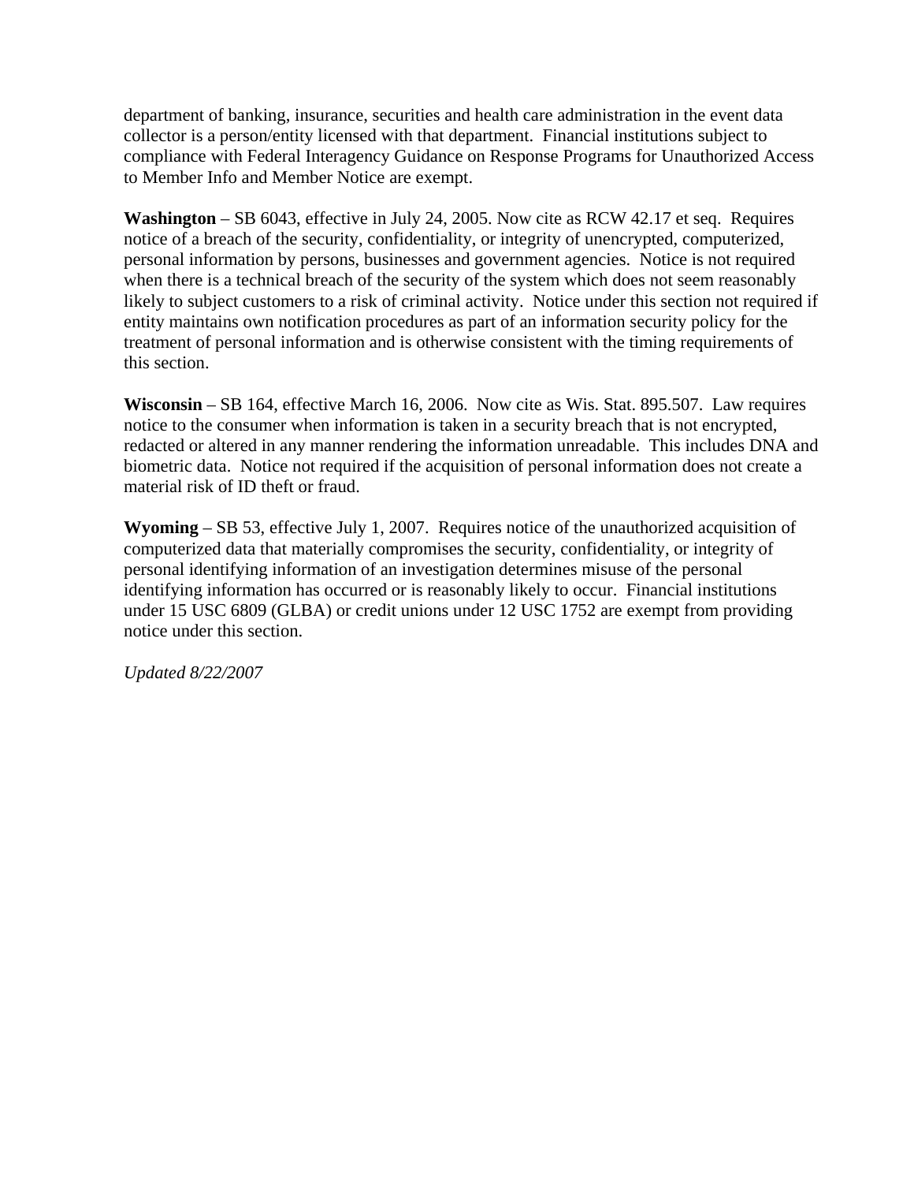department of banking, insurance, securities and health care administration in the event data collector is a person/entity licensed with that department. Financial institutions subject to compliance with Federal Interagency Guidance on Response Programs for Unauthorized Access to Member Info and Member Notice are exempt.

**Washington** – SB 6043, effective in July 24, 2005. Now cite as RCW 42.17 et seq. Requires notice of a breach of the security, confidentiality, or integrity of unencrypted, computerized, personal information by persons, businesses and government agencies. Notice is not required when there is a technical breach of the security of the system which does not seem reasonably likely to subject customers to a risk of criminal activity. Notice under this section not required if entity maintains own notification procedures as part of an information security policy for the treatment of personal information and is otherwise consistent with the timing requirements of this section.

**Wisconsin** – SB 164, effective March 16, 2006. Now cite as Wis. Stat. 895.507. Law requires notice to the consumer when information is taken in a security breach that is not encrypted, redacted or altered in any manner rendering the information unreadable. This includes DNA and biometric data. Notice not required if the acquisition of personal information does not create a material risk of ID theft or fraud.

**Wyoming** – SB 53, effective July 1, 2007. Requires notice of the unauthorized acquisition of computerized data that materially compromises the security, confidentiality, or integrity of personal identifying information of an investigation determines misuse of the personal identifying information has occurred or is reasonably likely to occur. Financial institutions under 15 USC 6809 (GLBA) or credit unions under 12 USC 1752 are exempt from providing notice under this section.

*Updated 8/22/2007*